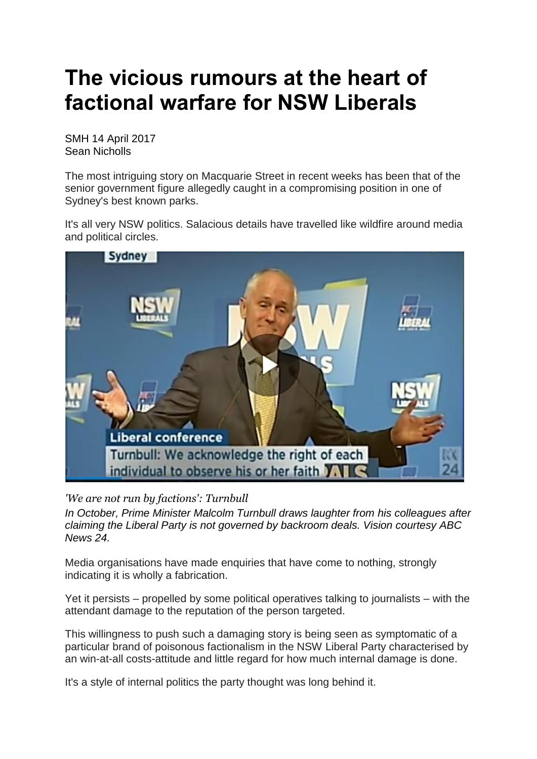# The vicious rumours at the heart of factional warfare for NSW Liberals

SMH 14 April 2017
Sean Nicholls

The most intriguing story on Macquarie Street in recent weeks has been that of the senior government figure allegedly caught in a compromising position in one of Sydney's best known parks.

It's all very NSW politics. Salacious details have travelled like wildfire around media and political circles.

*'We are not run by factions': Turnbull*

*In October, Prime Minister Malcolm Turnbull draws laughter from his colleagues after claiming the Liberal Party is not governed by backroom deals. Vision courtesy ABC News 24.*

Media organisations have made enquiries that have come to nothing, strongly indicating it is wholly a fabrication.

Yet it persists – propelled by some political operatives talking to journalists – with the attendant damage to the reputation of the person targeted.

This willingness to push such a damaging story is being seen as symptomatic of a particular brand of poisonous factionalism in the NSW Liberal Party characterised by an win-at-all costs-attitude and little regard for how much internal damage is done.

It's a style of internal politics the party thought was long behind it.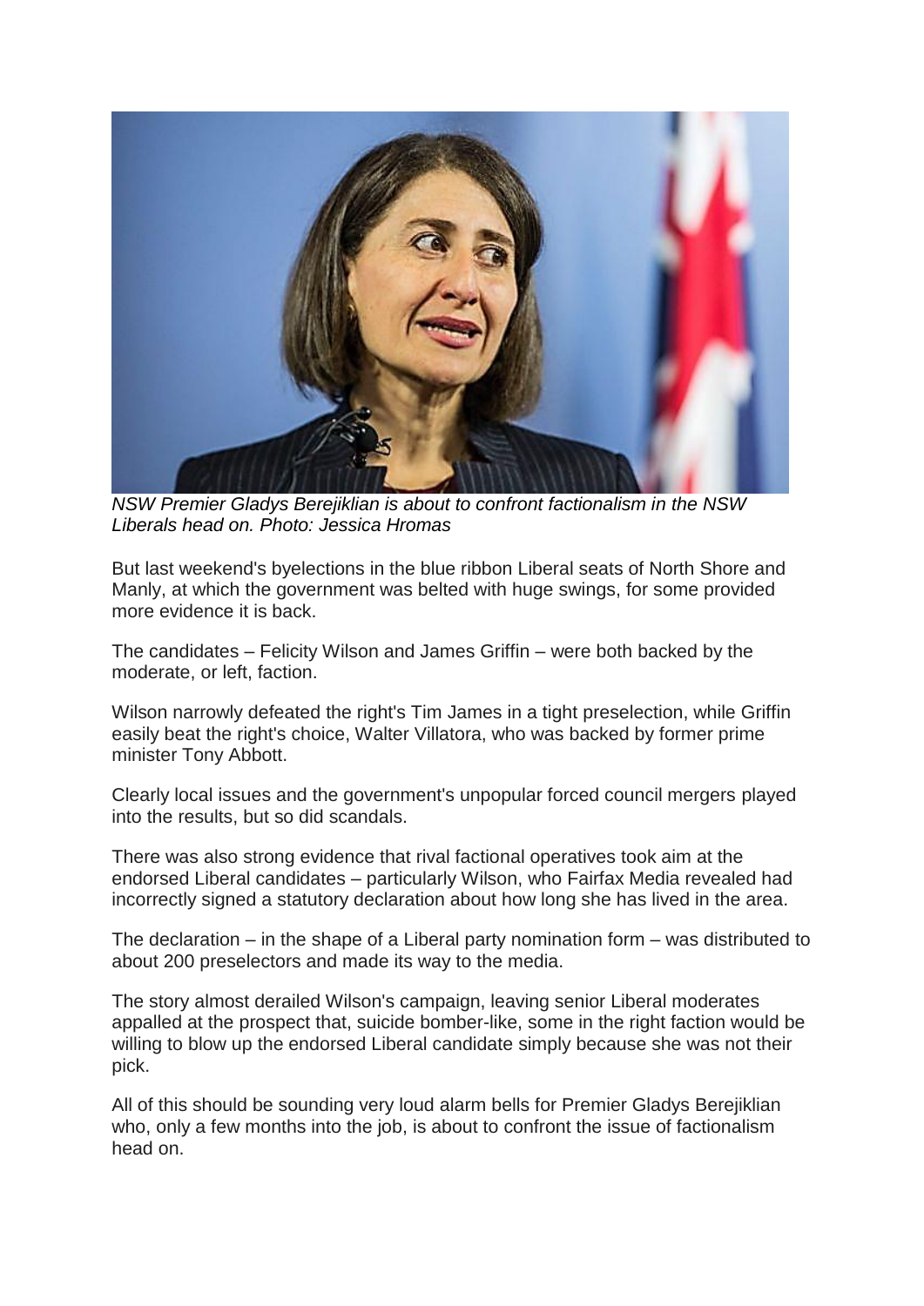*NSW Premier Gladys Berejiklian is about to confront factionalism in the NSW Liberals head on. Photo: Jessica Hromas*

But last weekend's byelections in the blue ribbon Liberal seats of North Shore and Manly, at which the government was belted with huge swings, for some provided more evidence it is back.

The candidates – Felicity Wilson and James Griffin – were both backed by the moderate, or left, faction.

Wilson narrowly defeated the right's Tim James in a tight preselection, while Griffin easily beat the right's choice, Walter Villatora, who was backed by former prime minister Tony Abbott.

Clearly local issues and the government's unpopular forced council mergers played into the results, but so did scandals.

There was also strong evidence that rival factional operatives took aim at the endorsed Liberal candidates – particularly Wilson, who Fairfax Media revealed had incorrectly signed a statutory declaration about how long she has lived in the area.

The declaration – in the shape of a Liberal party nomination form – was distributed to about 200 preselectors and made its way to the media.

The story almost derailed Wilson's campaign, leaving senior Liberal moderates appalled at the prospect that, suicide bomber-like, some in the right faction would be willing to blow up the endorsed Liberal candidate simply because she was not their pick.

All of this should be sounding very loud alarm bells for Premier Gladys Berejiklian who, only a few months into the job, is about to confront the issue of factionalism head on.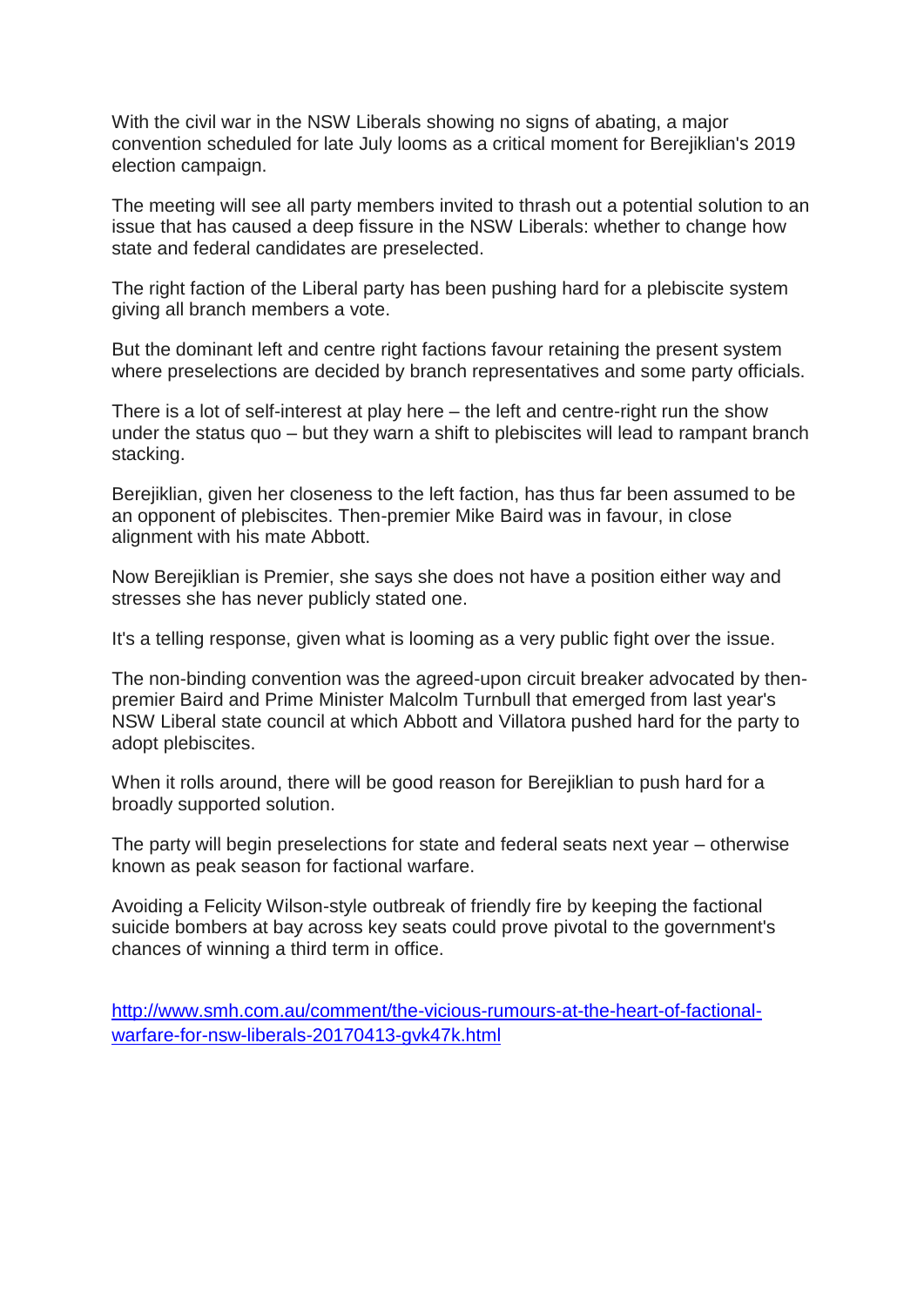With the civil war in the NSW Liberals showing no signs of abating, a major convention scheduled for late July looms as a critical moment for Berejiklian's 2019 election campaign.

The meeting will see all party members invited to thrash out a potential solution to an issue that has caused a deep fissure in the NSW Liberals: whether to change how state and federal candidates are preselected.

The right faction of the Liberal party has been pushing hard for a plebiscite system giving all branch members a vote.

But the dominant left and centre right factions favour retaining the present system where preselections are decided by branch representatives and some party officials.

There is a lot of self-interest at play here – the left and centre-right run the show under the status quo – but they warn a shift to plebiscites will lead to rampant branch stacking.

Berejiklian, given her closeness to the left faction, has thus far been assumed to be an opponent of plebiscites. Then-premier Mike Baird was in favour, in close alignment with his mate Abbott.

Now Berejiklian is Premier, she says she does not have a position either way and stresses she has never publicly stated one.

It's a telling response, given what is looming as a very public fight over the issue.

The non-binding convention was the agreed-upon circuit breaker advocated by then-premier Baird and Prime Minister Malcolm Turnbull that emerged from last year's NSW Liberal state council at which Abbott and Villatora pushed hard for the party to adopt plebiscites.

When it rolls around, there will be good reason for Berejiklian to push hard for a broadly supported solution.

The party will begin preselections for state and federal seats next year – otherwise known as peak season for factional warfare.

Avoiding a Felicity Wilson-style outbreak of friendly fire by keeping the factional suicide bombers at bay across key seats could prove pivotal to the government's chances of winning a third term in office.

[http://www.smh.com.au/comment/the-vicious-rumours-at-the-heart-of-factional-warfare-for-nsw-liberals-20170413-gvk47k.html](http://www.smh.com.au/comment/the-vicious-rumours-at-the-heart-of-factional-warfare-for-nsw-liberals-20170413-gvk47k.html)